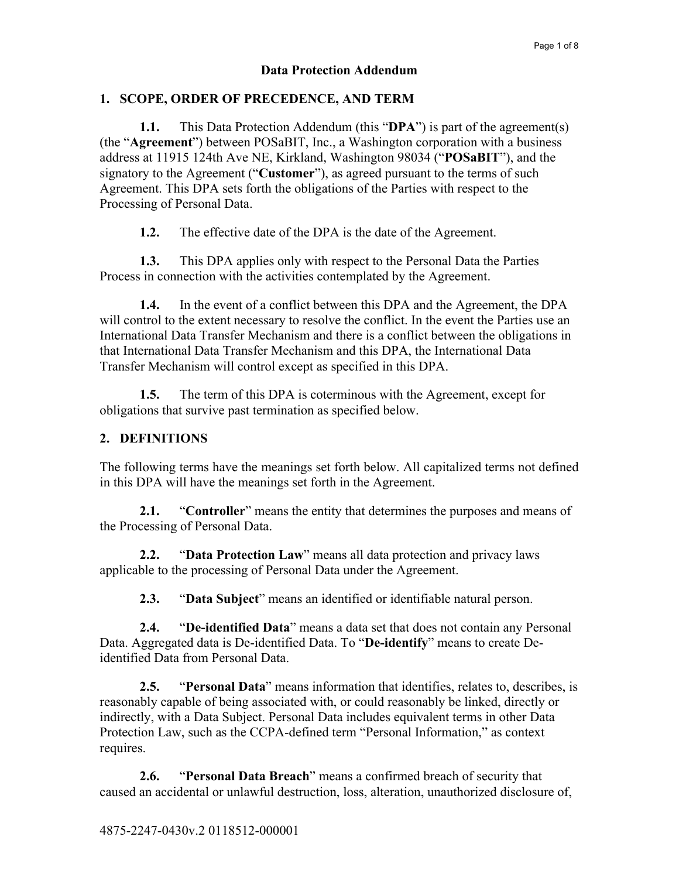# Data Protection Addendum

## 1. SCOPE, ORDER OF PRECEDENCE, AND TERM

**1.1.** This Data Protection Addendum (this "**DPA**") is part of the agreement(s) (the "**Agreement**") between POSaBIT, Inc., a Washington corporation with a business address at 11915 124th Ave NE, Kirkland, Washington 98034 ("**POSaBIT**"), and the signatory to the Agreement ("**Customer**"), as agreed pursuant to the terms of such Agreement. This DPA sets forth the obligations of the Parties with respect to the Processing of Personal Data.

**1.2.** The effective date of the DPA is the date of the Agreement.

**1.3.** This DPA applies only with respect to the Personal Data the Parties Process in connection with the activities contemplated by the Agreement.

**1.4.** In the event of a conflict between this DPA and the Agreement, the DPA will control to the extent necessary to resolve the conflict. In the event the Parties use an International Data Transfer Mechanism and there is a conflict between the obligations in that International Data Transfer Mechanism and this DPA, the International Data Transfer Mechanism will control except as specified in this DPA.

**1.5.** The term of this DPA is coterminous with the Agreement, except for obligations that survive past termination as specified below.

## 2. DEFINITIONS

The following terms have the meanings set forth below. All capitalized terms not defined in this DPA will have the meanings set forth in the Agreement.

**2.1.** "**Controller**" means the entity that determines the purposes and means of the Processing of Personal Data.

**2.2.** "**Data Protection Law**" means all data protection and privacy laws applicable to the processing of Personal Data under the Agreement.

**2.3.** "**Data Subject**" means an identified or identifiable natural person.

**2.4.** "**De-identified Data**" means a data set that does not contain any Personal Data. Aggregated data is De-identified Data. To "**De-identify**" means to create De-identified Data from Personal Data.

**2.5.** "**Personal Data**" means information that identifies, relates to, describes, is reasonably capable of being associated with, or could reasonably be linked, directly or indirectly, with a Data Subject. Personal Data includes equivalent terms in other Data Protection Law, such as the CCPA-defined term "Personal Information," as context requires.

**2.6.** "**Personal Data Breach**" means a confirmed breach of security that caused an accidental or unlawful destruction, loss, alteration, unauthorized disclosure of,

4875-2247-0430v.2 0118512-000001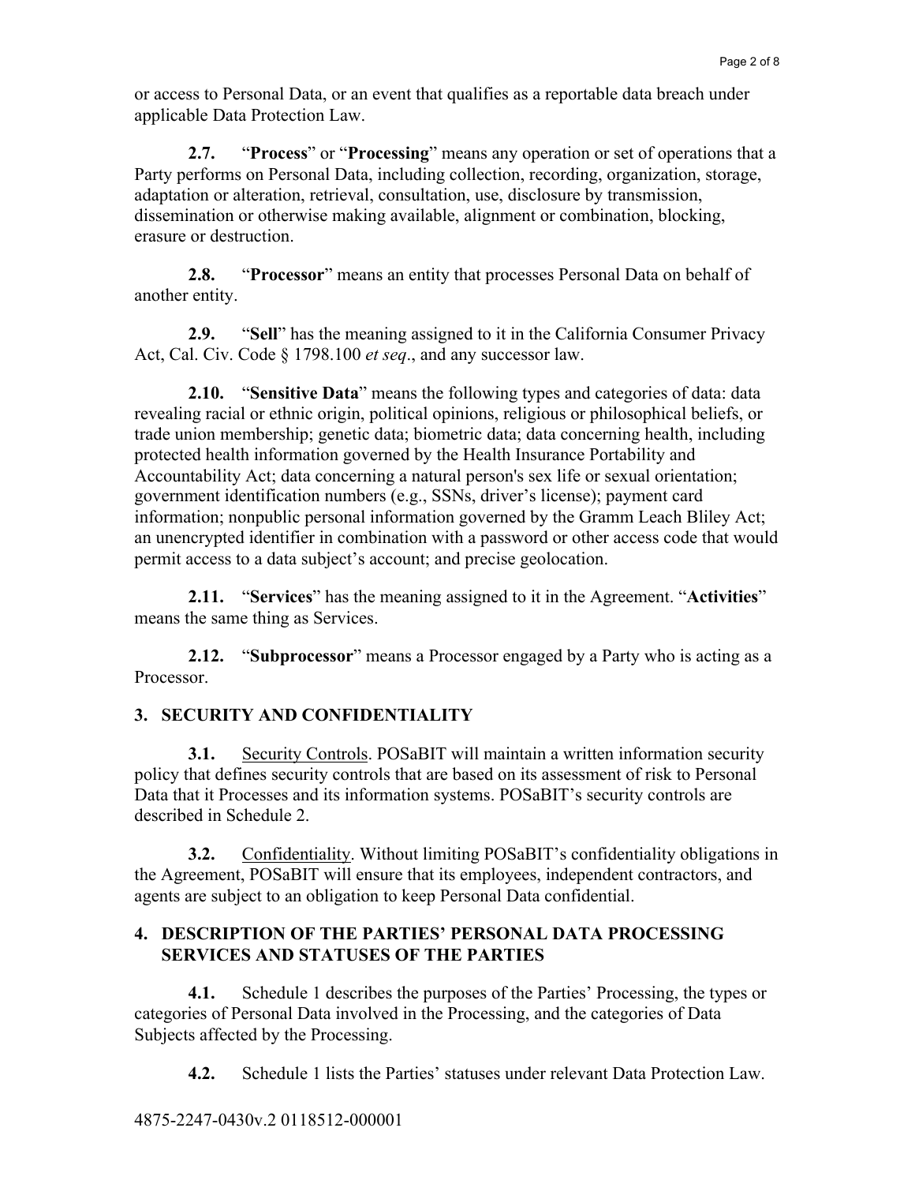or access to Personal Data, or an event that qualifies as a reportable data breach under applicable Data Protection Law.

**2.7.** "**Process**" or "**Processing**" means any operation or set of operations that a Party performs on Personal Data, including collection, recording, organization, storage, adaptation or alteration, retrieval, consultation, use, disclosure by transmission, dissemination or otherwise making available, alignment or combination, blocking, erasure or destruction.

**2.8.** "**Processor**" means an entity that processes Personal Data on behalf of another entity.

**2.9.** "**Sell**" has the meaning assigned to it in the California Consumer Privacy Act, Cal. Civ. Code § 1798.100 *et seq*., and any successor law.

**2.10.** "**Sensitive Data**" means the following types and categories of data: data revealing racial or ethnic origin, political opinions, religious or philosophical beliefs, or trade union membership; genetic data; biometric data; data concerning health, including protected health information governed by the Health Insurance Portability and Accountability Act; data concerning a natural person's sex life or sexual orientation; government identification numbers (e.g., SSNs, driver's license); payment card information; nonpublic personal information governed by the Gramm Leach Bliley Act; an unencrypted identifier in combination with a password or other access code that would permit access to a data subject's account; and precise geolocation.

**2.11.** "**Services**" has the meaning assigned to it in the Agreement. "**Activities**" means the same thing as Services.

**2.12.** "**Subprocessor**" means a Processor engaged by a Party who is acting as a Processor.

## 3. SECURITY AND CONFIDENTIALITY

**3.1.** Security Controls. POSaBIT will maintain a written information security policy that defines security controls that are based on its assessment of risk to Personal Data that it Processes and its information systems. POSaBIT's security controls are described in Schedule 2.

**3.2.** Confidentiality. Without limiting POSaBIT's confidentiality obligations in the Agreement, POSaBIT will ensure that its employees, independent contractors, and agents are subject to an obligation to keep Personal Data confidential.

## 4. DESCRIPTION OF THE PARTIES' PERSONAL DATA PROCESSING SERVICES AND STATUSES OF THE PARTIES

**4.1.** Schedule 1 describes the purposes of the Parties' Processing, the types or categories of Personal Data involved in the Processing, and the categories of Data Subjects affected by the Processing.

**4.2.** Schedule 1 lists the Parties' statuses under relevant Data Protection Law.

4875-2247-0430v.2 0118512-000001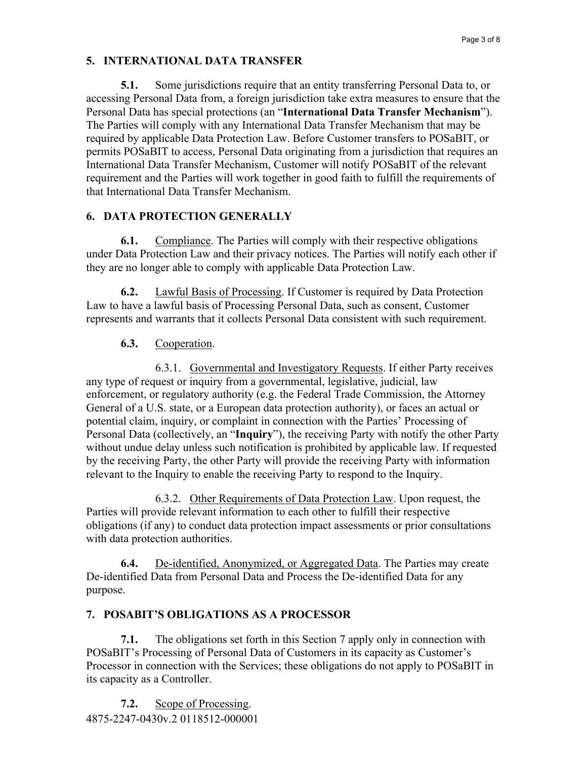## 5. INTERNATIONAL DATA TRANSFER

**5.1.** Some jurisdictions require that an entity transferring Personal Data to, or accessing Personal Data from, a foreign jurisdiction take extra measures to ensure that the Personal Data has special protections (an "**International Data Transfer Mechanism**"). The Parties will comply with any International Data Transfer Mechanism that may be required by applicable Data Protection Law. Before Customer transfers to POSaBIT, or permits POSaBIT to access, Personal Data originating from a jurisdiction that requires an International Data Transfer Mechanism, Customer will notify POSaBIT of the relevant requirement and the Parties will work together in good faith to fulfill the requirements of that International Data Transfer Mechanism.

## 6. DATA PROTECTION GENERALLY

**6.1.** Compliance. The Parties will comply with their respective obligations under Data Protection Law and their privacy notices. The Parties will notify each other if they are no longer able to comply with applicable Data Protection Law.

**6.2.** Lawful Basis of Processing. If Customer is required by Data Protection Law to have a lawful basis of Processing Personal Data, such as consent, Customer represents and warrants that it collects Personal Data consistent with such requirement.

**6.3.** Cooperation.

6.3.1. Governmental and Investigatory Requests. If either Party receives any type of request or inquiry from a governmental, legislative, judicial, law enforcement, or regulatory authority (e.g. the Federal Trade Commission, the Attorney General of a U.S. state, or a European data protection authority), or faces an actual or potential claim, inquiry, or complaint in connection with the Parties' Processing of Personal Data (collectively, an "**Inquiry**"), the receiving Party with notify the other Party without undue delay unless such notification is prohibited by applicable law. If requested by the receiving Party, the other Party will provide the receiving Party with information relevant to the Inquiry to enable the receiving Party to respond to the Inquiry.

6.3.2. Other Requirements of Data Protection Law. Upon request, the Parties will provide relevant information to each other to fulfill their respective obligations (if any) to conduct data protection impact assessments or prior consultations with data protection authorities.

**6.4.** De-identified, Anonymized, or Aggregated Data. The Parties may create De-identified Data from Personal Data and Process the De-identified Data for any purpose.

## 7. POSABIT'S OBLIGATIONS AS A PROCESSOR

**7.1.** The obligations set forth in this Section 7 apply only in connection with POSaBIT's Processing of Personal Data of Customers in its capacity as Customer's Processor in connection with the Services; these obligations do not apply to POSaBIT in its capacity as a Controller.

**7.2.** Scope of Processing.

4875-2247-0430v.2 0118512-000001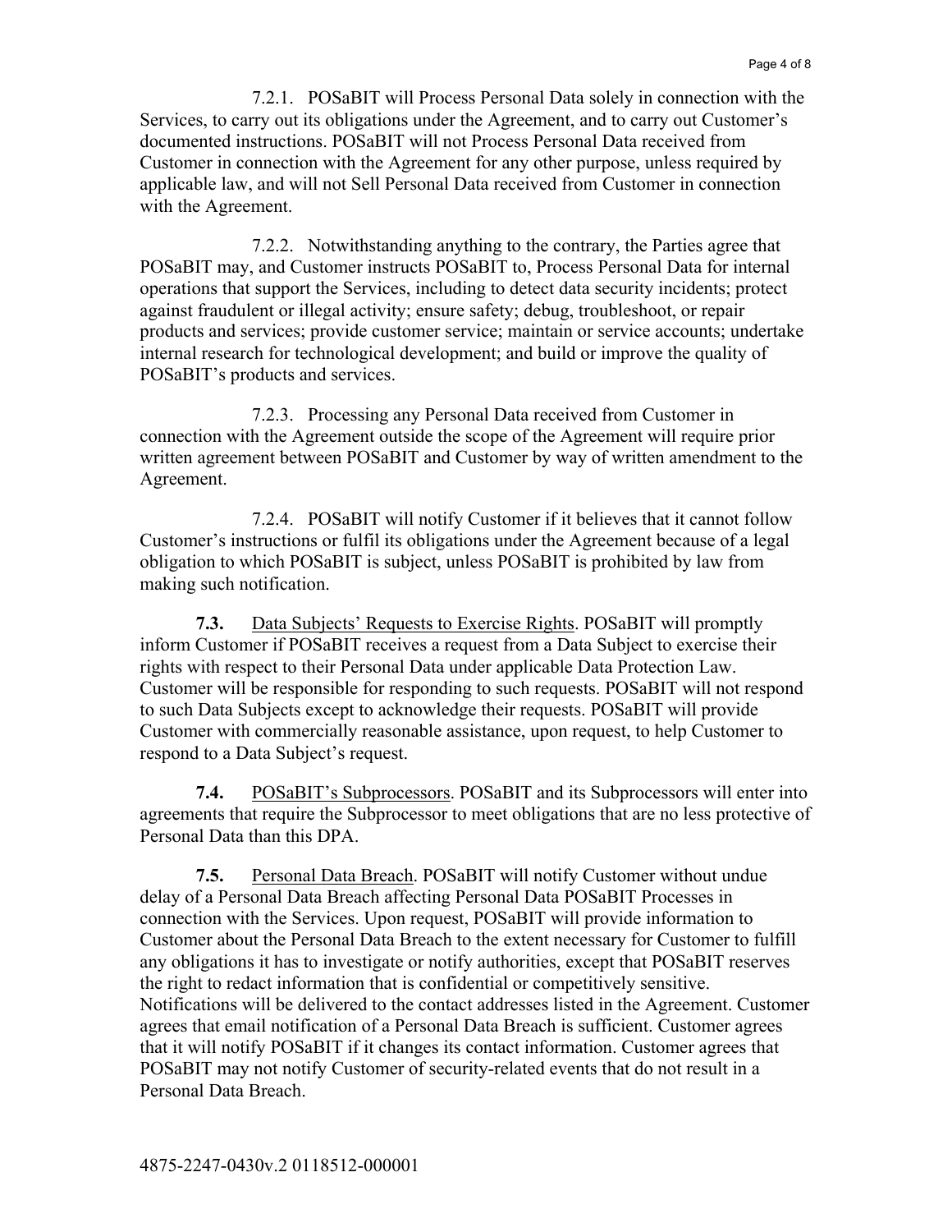7.2.1. POSaBIT will Process Personal Data solely in connection with the Services, to carry out its obligations under the Agreement, and to carry out Customer's documented instructions. POSaBIT will not Process Personal Data received from Customer in connection with the Agreement for any other purpose, unless required by applicable law, and will not Sell Personal Data received from Customer in connection with the Agreement.

7.2.2. Notwithstanding anything to the contrary, the Parties agree that POSaBIT may, and Customer instructs POSaBIT to, Process Personal Data for internal operations that support the Services, including to detect data security incidents; protect against fraudulent or illegal activity; ensure safety; debug, troubleshoot, or repair products and services; provide customer service; maintain or service accounts; undertake internal research for technological development; and build or improve the quality of POSaBIT's products and services.

7.2.3. Processing any Personal Data received from Customer in connection with the Agreement outside the scope of the Agreement will require prior written agreement between POSaBIT and Customer by way of written amendment to the Agreement.

7.2.4. POSaBIT will notify Customer if it believes that it cannot follow Customer's instructions or fulfil its obligations under the Agreement because of a legal obligation to which POSaBIT is subject, unless POSaBIT is prohibited by law from making such notification.

**7.3.** Data Subjects' Requests to Exercise Rights. POSaBIT will promptly inform Customer if POSaBIT receives a request from a Data Subject to exercise their rights with respect to their Personal Data under applicable Data Protection Law. Customer will be responsible for responding to such requests. POSaBIT will not respond to such Data Subjects except to acknowledge their requests. POSaBIT will provide Customer with commercially reasonable assistance, upon request, to help Customer to respond to a Data Subject's request.

**7.4.** POSaBIT's Subprocessors. POSaBIT and its Subprocessors will enter into agreements that require the Subprocessor to meet obligations that are no less protective of Personal Data than this DPA.

**7.5.** Personal Data Breach. POSaBIT will notify Customer without undue delay of a Personal Data Breach affecting Personal Data POSaBIT Processes in connection with the Services. Upon request, POSaBIT will provide information to Customer about the Personal Data Breach to the extent necessary for Customer to fulfill any obligations it has to investigate or notify authorities, except that POSaBIT reserves the right to redact information that is confidential or competitively sensitive. Notifications will be delivered to the contact addresses listed in the Agreement. Customer agrees that email notification of a Personal Data Breach is sufficient. Customer agrees that it will notify POSaBIT if it changes its contact information. Customer agrees that POSaBIT may not notify Customer of security-related events that do not result in a Personal Data Breach.

4875-2247-0430v.2 0118512-000001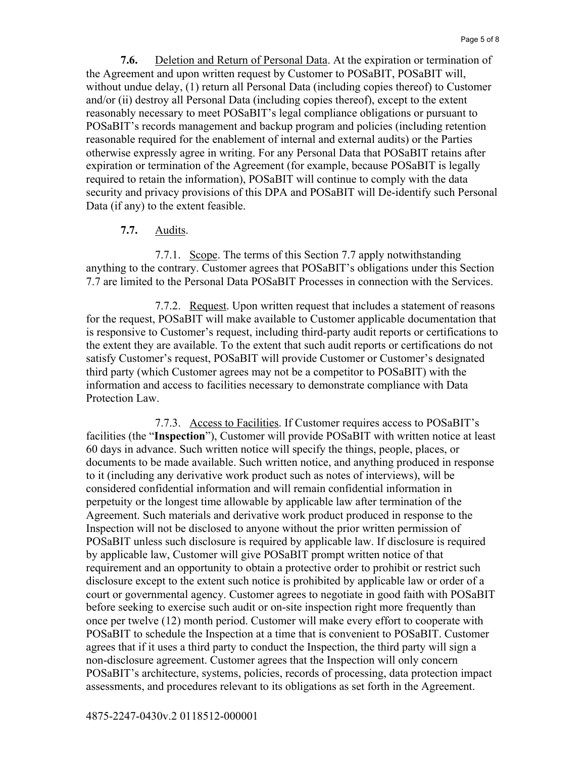**7.6.** Deletion and Return of Personal Data. At the expiration or termination of the Agreement and upon written request by Customer to POSaBIT, POSaBIT will, without undue delay, (1) return all Personal Data (including copies thereof) to Customer and/or (ii) destroy all Personal Data (including copies thereof), except to the extent reasonably necessary to meet POSaBIT's legal compliance obligations or pursuant to POSaBIT's records management and backup program and policies (including retention reasonable required for the enablement of internal and external audits) or the Parties otherwise expressly agree in writing. For any Personal Data that POSaBIT retains after expiration or termination of the Agreement (for example, because POSaBIT is legally required to retain the information), POSaBIT will continue to comply with the data security and privacy provisions of this DPA and POSaBIT will De-identify such Personal Data (if any) to the extent feasible.

**7.7.** Audits.

7.7.1. Scope. The terms of this Section 7.7 apply notwithstanding anything to the contrary. Customer agrees that POSaBIT's obligations under this Section 7.7 are limited to the Personal Data POSaBIT Processes in connection with the Services.

7.7.2. Request. Upon written request that includes a statement of reasons for the request, POSaBIT will make available to Customer applicable documentation that is responsive to Customer's request, including third-party audit reports or certifications to the extent they are available. To the extent that such audit reports or certifications do not satisfy Customer's request, POSaBIT will provide Customer or Customer's designated third party (which Customer agrees may not be a competitor to POSaBIT) with the information and access to facilities necessary to demonstrate compliance with Data Protection Law.

7.7.3. Access to Facilities. If Customer requires access to POSaBIT's facilities (the "**Inspection**"), Customer will provide POSaBIT with written notice at least 60 days in advance. Such written notice will specify the things, people, places, or documents to be made available. Such written notice, and anything produced in response to it (including any derivative work product such as notes of interviews), will be considered confidential information and will remain confidential information in perpetuity or the longest time allowable by applicable law after termination of the Agreement. Such materials and derivative work product produced in response to the Inspection will not be disclosed to anyone without the prior written permission of POSaBIT unless such disclosure is required by applicable law. If disclosure is required by applicable law, Customer will give POSaBIT prompt written notice of that requirement and an opportunity to obtain a protective order to prohibit or restrict such disclosure except to the extent such notice is prohibited by applicable law or order of a court or governmental agency. Customer agrees to negotiate in good faith with POSaBIT before seeking to exercise such audit or on-site inspection right more frequently than once per twelve (12) month period. Customer will make every effort to cooperate with POSaBIT to schedule the Inspection at a time that is convenient to POSaBIT. Customer agrees that if it uses a third party to conduct the Inspection, the third party will sign a non-disclosure agreement. Customer agrees that the Inspection will only concern POSaBIT's architecture, systems, policies, records of processing, data protection impact assessments, and procedures relevant to its obligations as set forth in the Agreement.

4875-2247-0430v.2 0118512-000001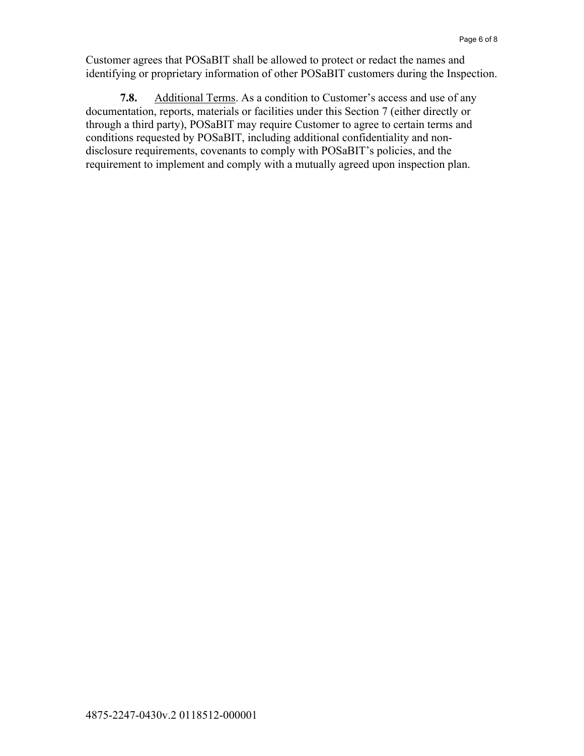Customer agrees that POSaBIT shall be allowed to protect or redact the names and identifying or proprietary information of other POSaBIT customers during the Inspection.

**7.8.** Additional Terms. As a condition to Customer's access and use of any documentation, reports, materials or facilities under this Section 7 (either directly or through a third party), POSaBIT may require Customer to agree to certain terms and conditions requested by POSaBIT, including additional confidentiality and non-disclosure requirements, covenants to comply with POSaBIT's policies, and the requirement to implement and comply with a mutually agreed upon inspection plan.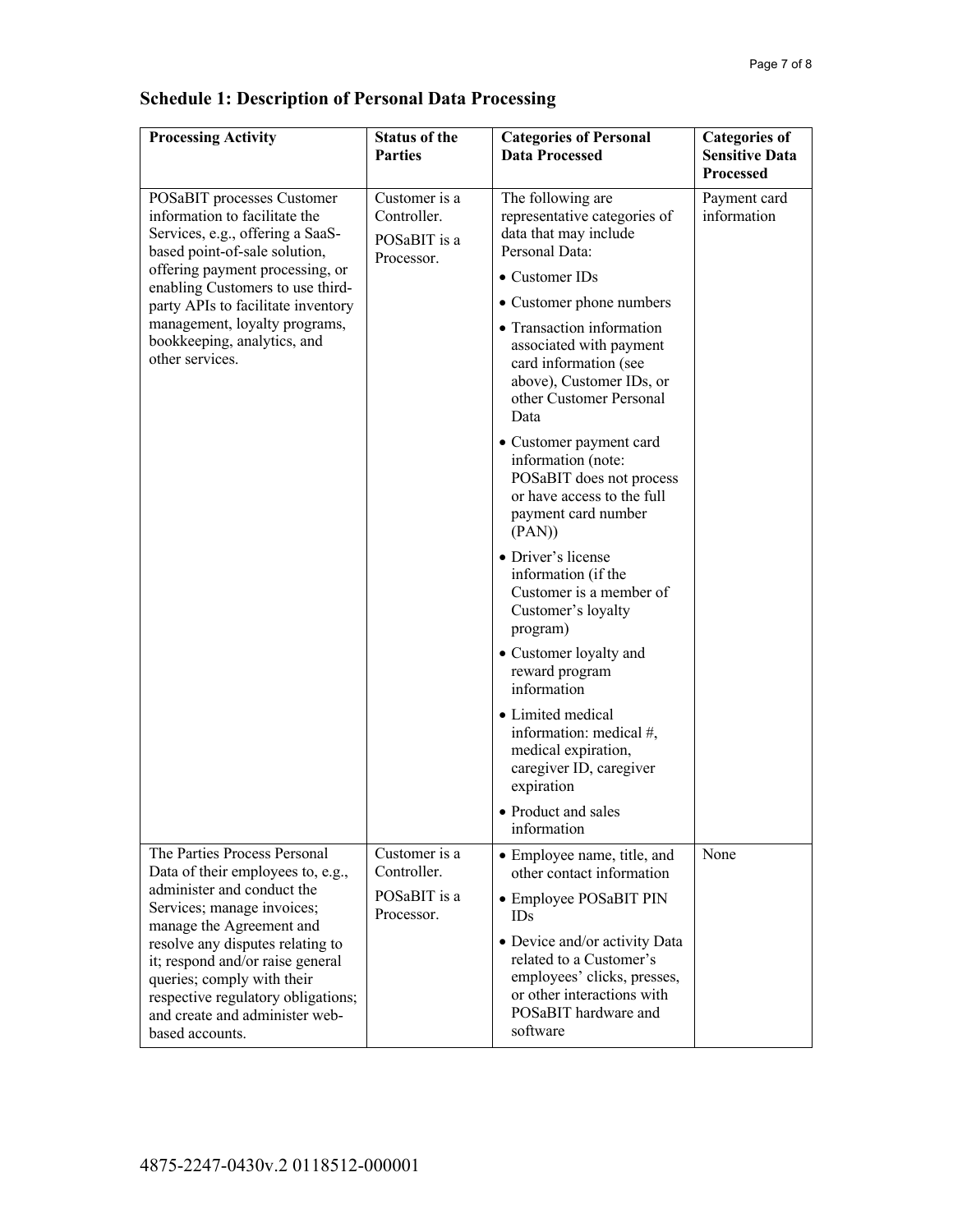## Schedule 1: Description of Personal Data Processing

| Processing Activity | Status of the Parties | Categories of Personal Data Processed | Categories of Sensitive Data Processed |
|---|---|---|---|
| POSaBIT processes Customer information to facilitate the Services, e.g., offering a SaaS-based point-of-sale solution, offering payment processing, or enabling Customers to use third-party APIs to facilitate inventory management, loyalty programs, bookkeeping, analytics, and other services. | Customer is a Controller.<br><br>POSaBIT is a Processor. | The following are representative categories of data that may include Personal Data:<br>• Customer IDs<br>• Customer phone numbers<br>• Transaction information associated with payment card information (see above), Customer IDs, or other Customer Personal Data<br>• Customer payment card information (note: POSaBIT does not process or have access to the full payment card number (PAN))<br>• Driver's license information (if the Customer is a member of Customer's loyalty program)<br>• Customer loyalty and reward program information<br>• Limited medical information: medical #, medical expiration, caregiver ID, caregiver expiration<br>• Product and sales information | Payment card information |
| The Parties Process Personal Data of their employees to, e.g., administer and conduct the Services; manage invoices; manage the Agreement and resolve any disputes relating to it; respond and/or raise general queries; comply with their respective regulatory obligations; and create and administer web-based accounts. | Customer is a Controller.<br><br>POSaBIT is a Processor. | • Employee name, title, and other contact information<br>• Employee POSaBIT PIN IDs<br>• Device and/or activity Data related to a Customer's employees' clicks, presses, or other interactions with POSaBIT hardware and software | None |

4875-2247-0430v.2 0118512-000001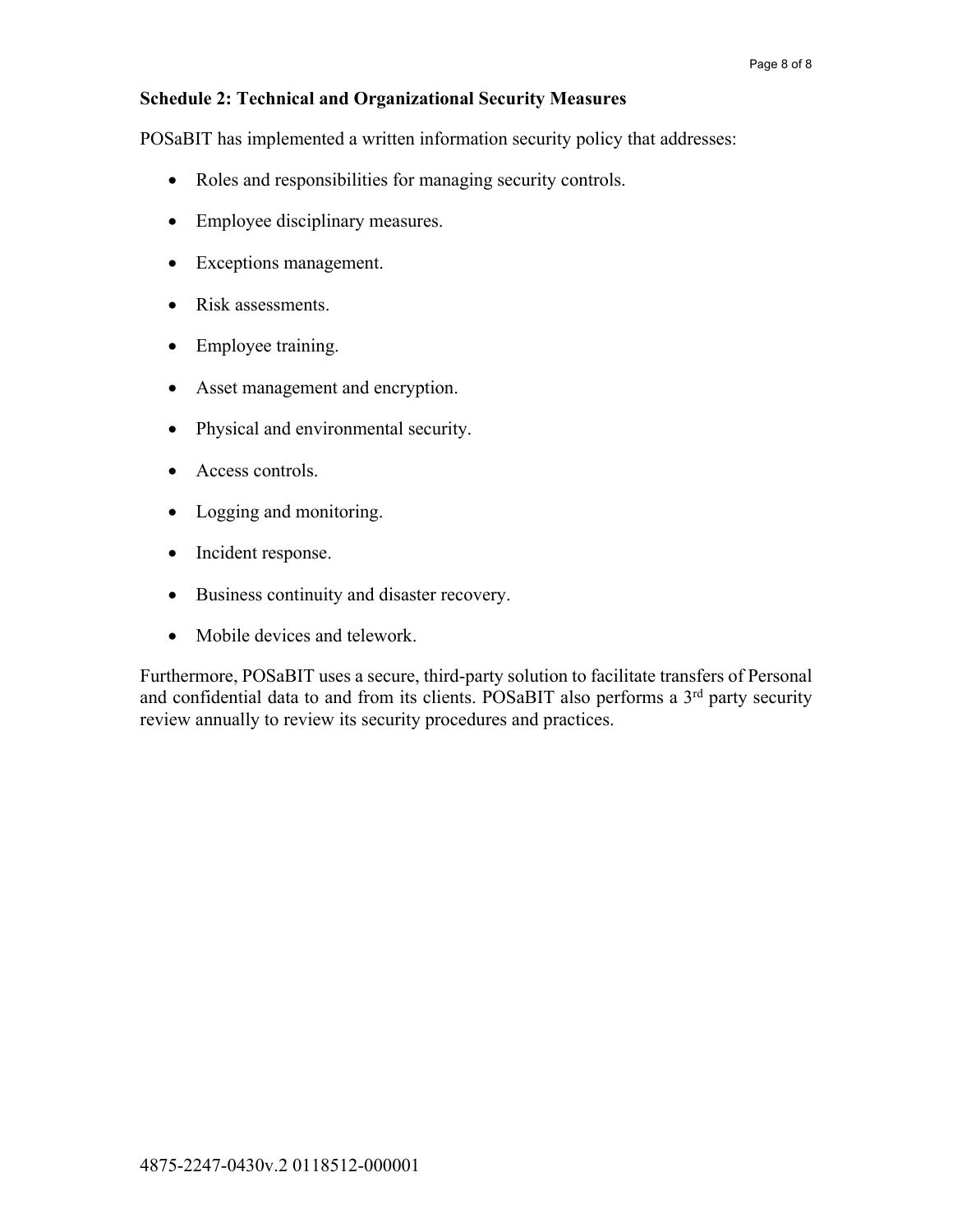**Schedule 2: Technical and Organizational Security Measures**

POSaBIT has implemented a written information security policy that addresses:

- Roles and responsibilities for managing security controls.
- Employee disciplinary measures.
- Exceptions management.
- Risk assessments.
- Employee training.
- Asset management and encryption.
- Physical and environmental security.
- Access controls.
- Logging and monitoring.
- Incident response.
- Business continuity and disaster recovery.
- Mobile devices and telework.

Furthermore, POSaBIT uses a secure, third-party solution to facilitate transfers of Personal and confidential data to and from its clients. POSaBIT also performs a 3rd party security review annually to review its security procedures and practices.